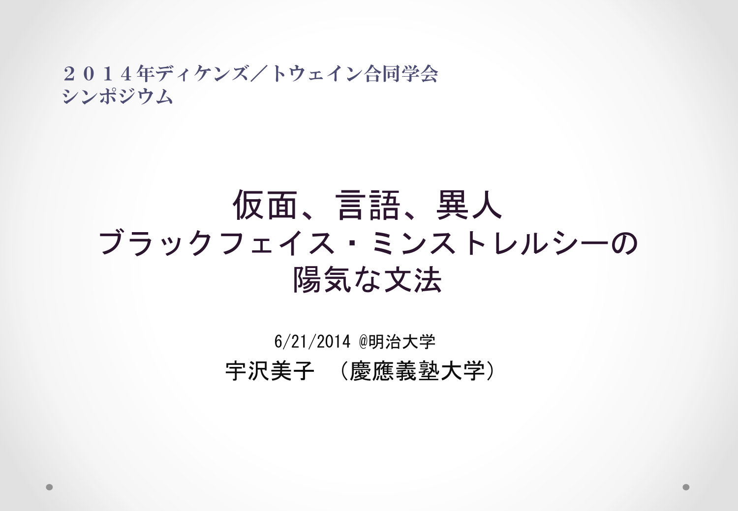２０１４年ディケンズ／トウェイン合同学会
シンポジウム

# 仮面、言語、異人
# ブラックフェイス・ミンストレルシーの
# 陽気な文法

6/21/2014 @明治大学

宇沢美子　（慶應義塾大学）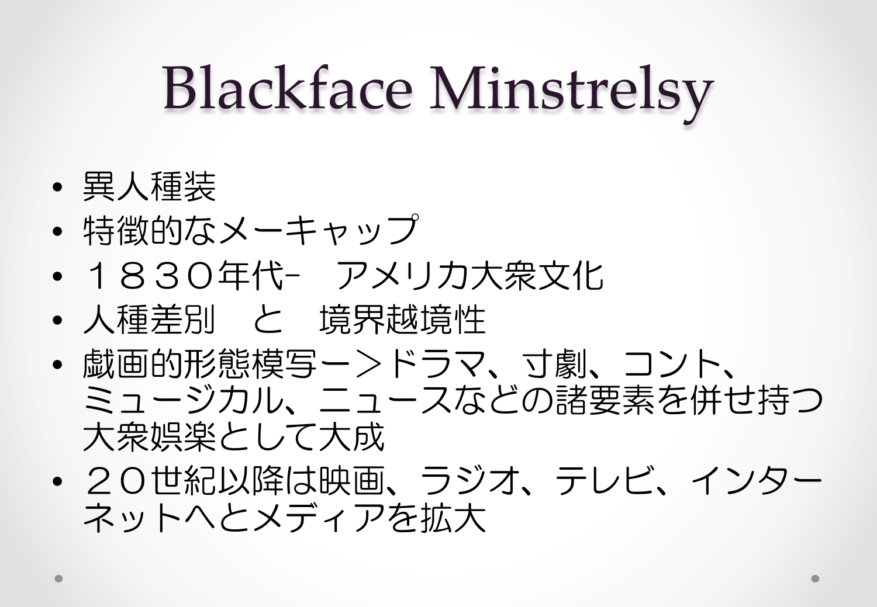# Blackface Minstrelsy

- 異人種装
- 特徴的なメーキャップ
- １８３０年代-　アメリカ大衆文化
- 人種差別　と　境界越境性
- 戯画的形態模写ー＞ドラマ、寸劇、コント、ミュージカル、ニュースなどの諸要素を併せ持つ大衆娯楽として大成
- ２０世紀以降は映画、ラジオ、テレビ、インターネットへとメディアを拡大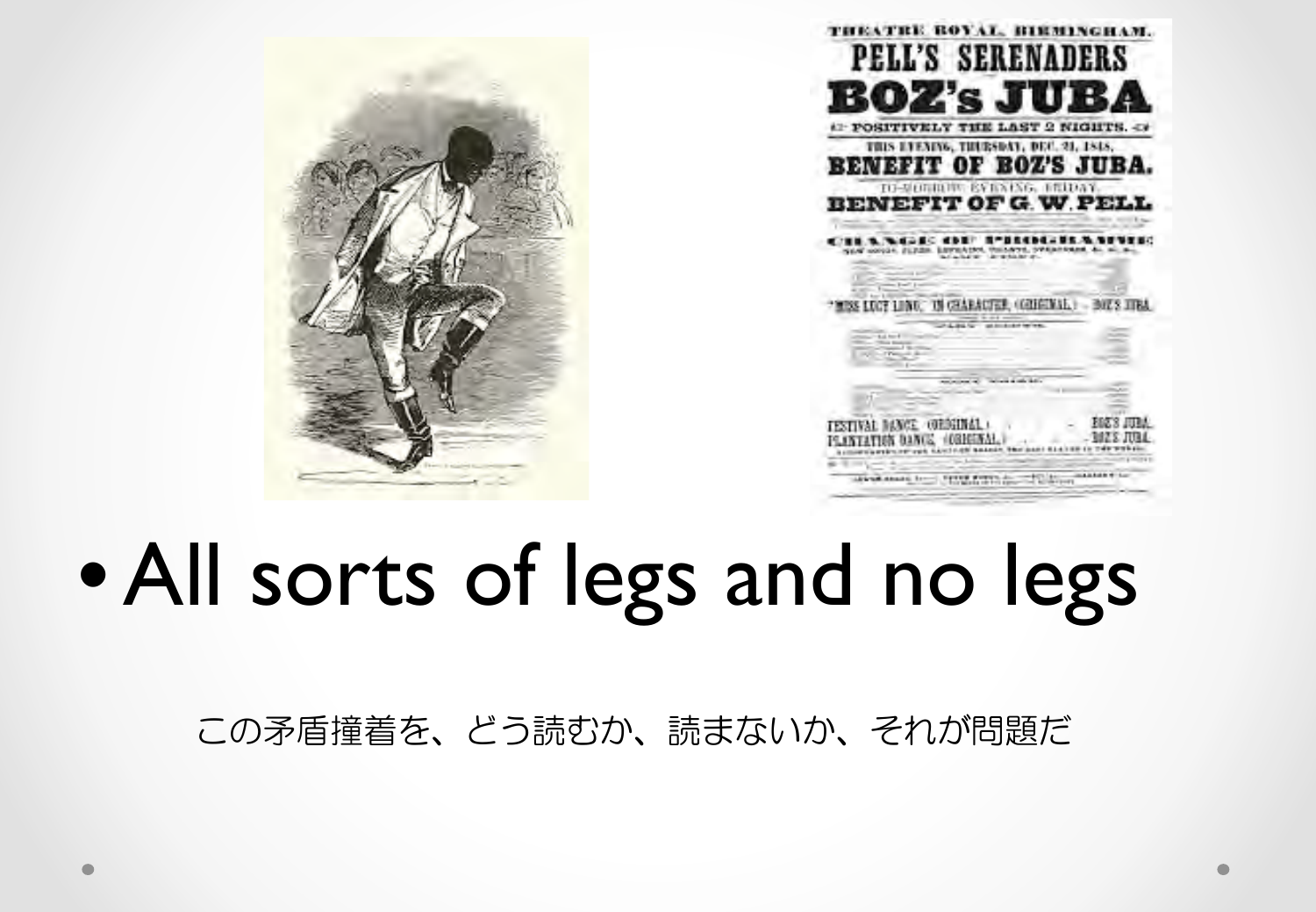- All sorts of legs and no legs

この矛盾撞着を、どう読むか、読まないか、それが問題だ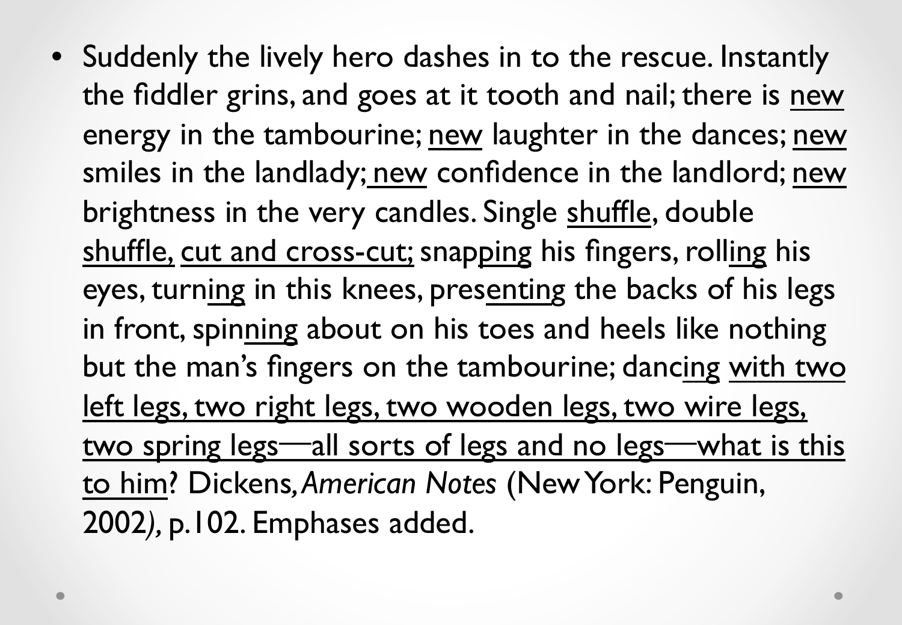- Suddenly the lively hero dashes in to the rescue. Instantly the fiddler grins, and goes at it tooth and nail; there is <u>new</u> energy in the tambourine; <u>new</u> laughter in the dances; <u>new</u> smiles in the landlady; <u>new</u> confidence in the landlord; <u>new</u> brightness in the very candles. Single <u>shuffle</u>, double <u>shuffle,</u> <u>cut and cross-cut;</u> snap<u>ping</u> his fingers, roll<u>ing</u> his eyes, turn<u>ing</u> in this knees, pres<u>enting</u> the backs of his legs in front, spin<u>ning</u> about on his toes and heels like nothing but the man's fingers on the tambourine; danc<u>ing</u> <u>with two left legs, two right legs, two wooden legs, two wire legs, two spring legs—all sorts of legs and no legs—what is this to him</u>? Dickens, *American Notes* (New York: Penguin, 2002), p.102. Emphases added.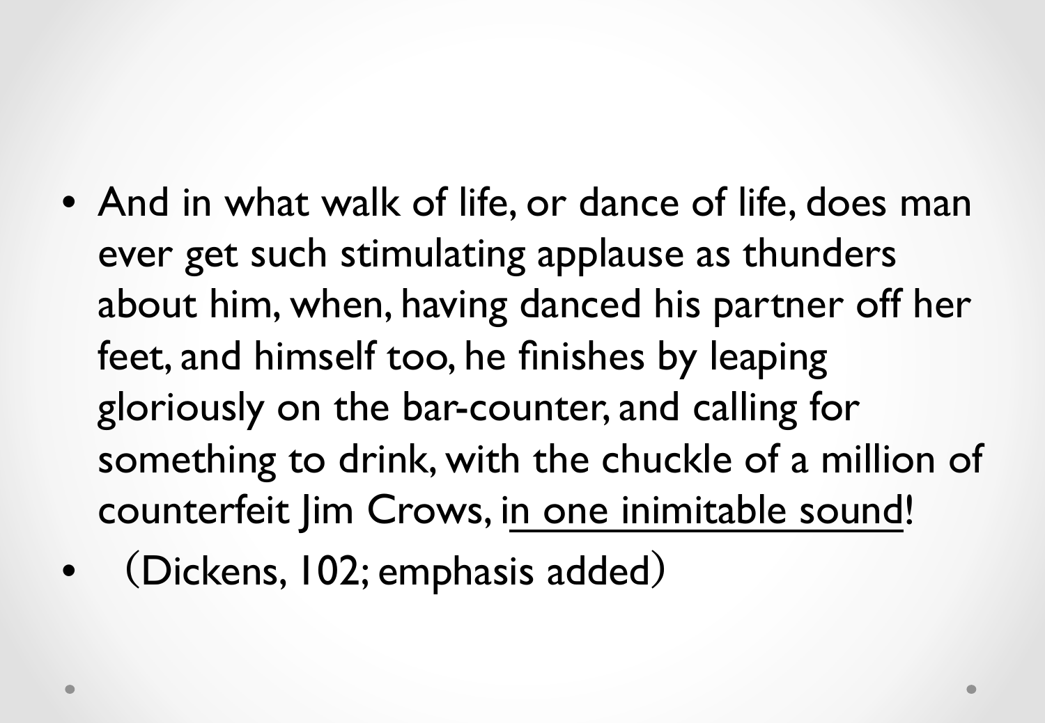- And in what walk of life, or dance of life, does man ever get such stimulating applause as thunders about him, when, having danced his partner off her feet, and himself too, he finishes by leaping gloriously on the bar-counter, and calling for something to drink, with the chuckle of a million of counterfeit Jim Crows, <u>in one inimitable sound</u>!
- （Dickens, 102; emphasis added）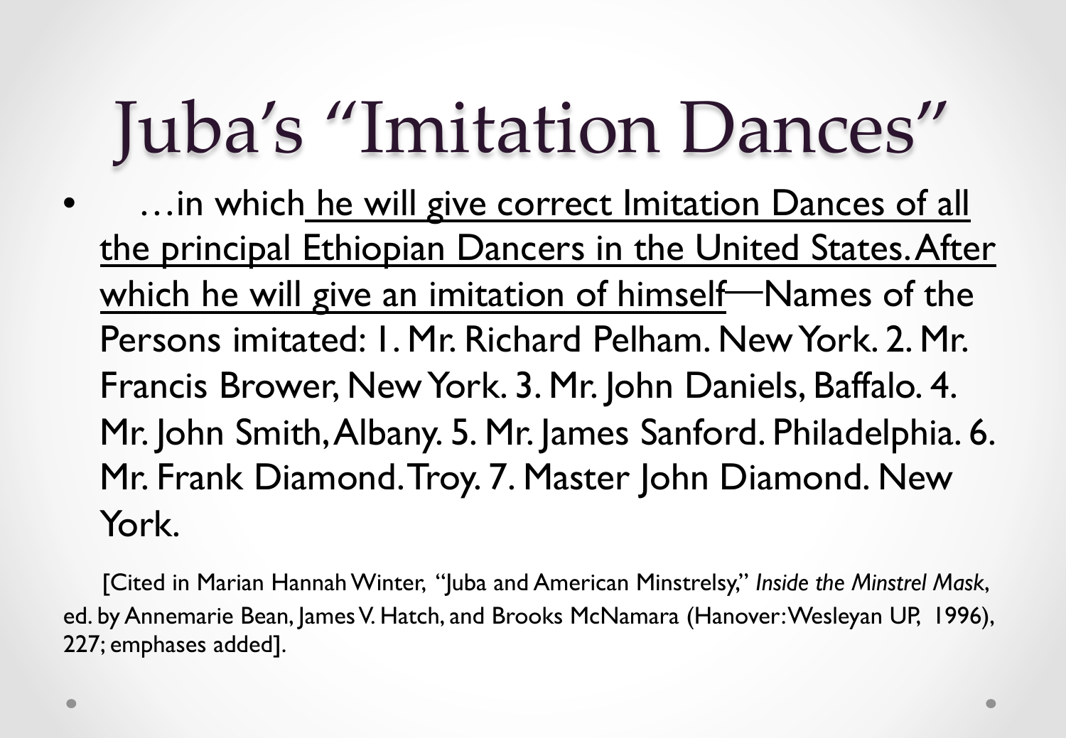# Juba's "Imitation Dances"

- …in which <u>he will give correct Imitation Dances of all the principal Ethiopian Dancers in the United States. After which he will give an imitation of himself</u>—Names of the Persons imitated: 1. Mr. Richard Pelham. New York. 2. Mr. Francis Brower, New York. 3. Mr. John Daniels, Baffalo. 4. Mr. John Smith, Albany. 5. Mr. James Sanford. Philadelphia. 6. Mr. Frank Diamond. Troy. 7. Master John Diamond. New York.

[Cited in Marian Hannah Winter, "Juba and American Minstrelsy," *Inside the Minstrel Mask*, ed. by Annemarie Bean, James V. Hatch, and Brooks McNamara (Hanover: Wesleyan UP, 1996), 227; emphases added].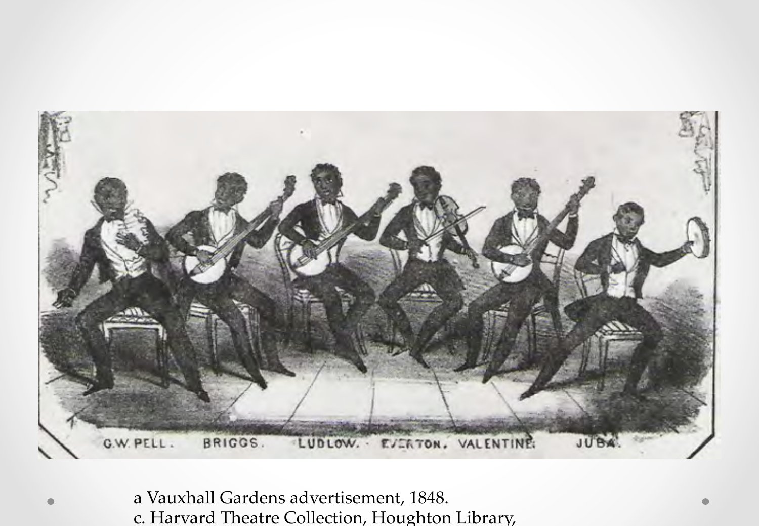G.W. PELL. BRIGGS. LUDLOW. EVERTON. VALENTINE. JUBA.

a Vauxhall Gardens advertisement, 1848.
c. Harvard Theatre Collection, Houghton Library,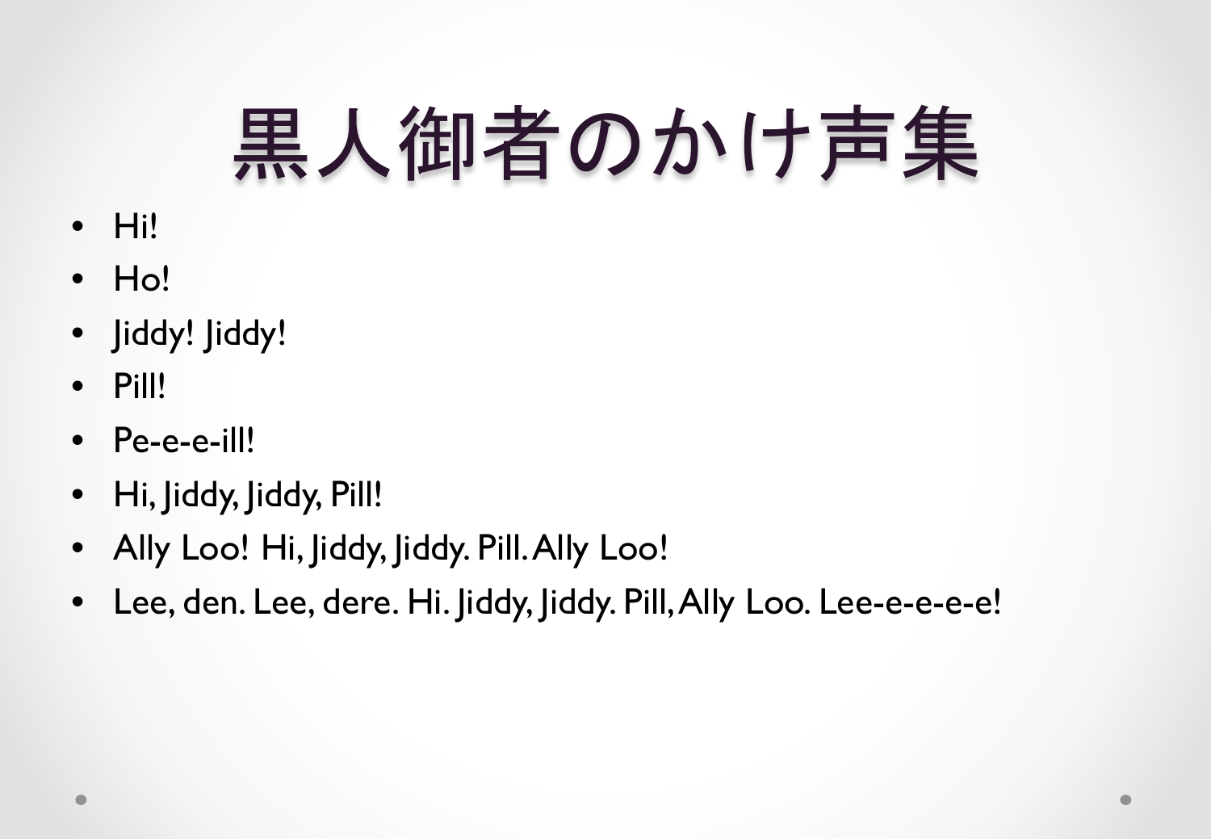# 黒人御者のかけ声集

- Hi!
- Ho!
- Jiddy! Jiddy!
- Pill!
- Pe-e-e-ill!
- Hi, Jiddy, Jiddy, Pill!
- Ally Loo! Hi, Jiddy, Jiddy. Pill. Ally Loo!
- Lee, den. Lee, dere. Hi. Jiddy, Jiddy. Pill, Ally Loo. Lee-e-e-e-e!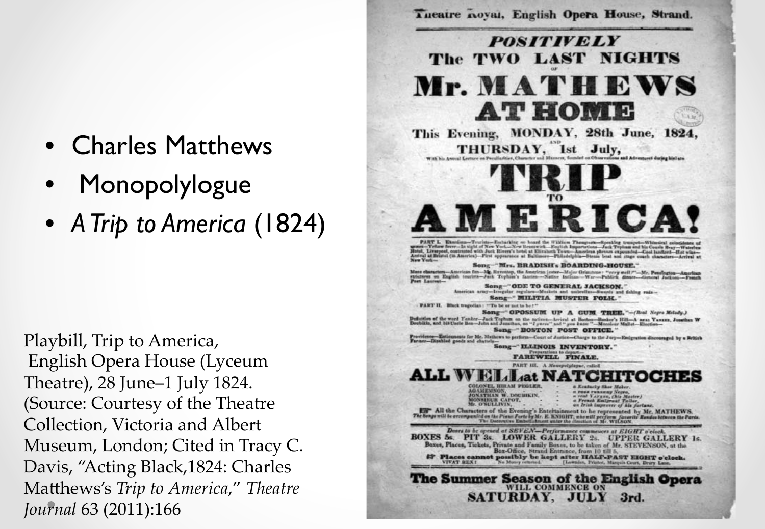- Charles Matthews
- Monopolylogue
- *A Trip to America* (1824)

Playbill, Trip to America, English Opera House (Lyceum Theatre), 28 June–1 July 1824. (Source: Courtesy of the Theatre Collection, Victoria and Albert Museum, London; Cited in Tracy C. Davis, "Acting Black,1824: Charles Matthews's *Trip to America*," *Theatre Journal* 63 (2011):166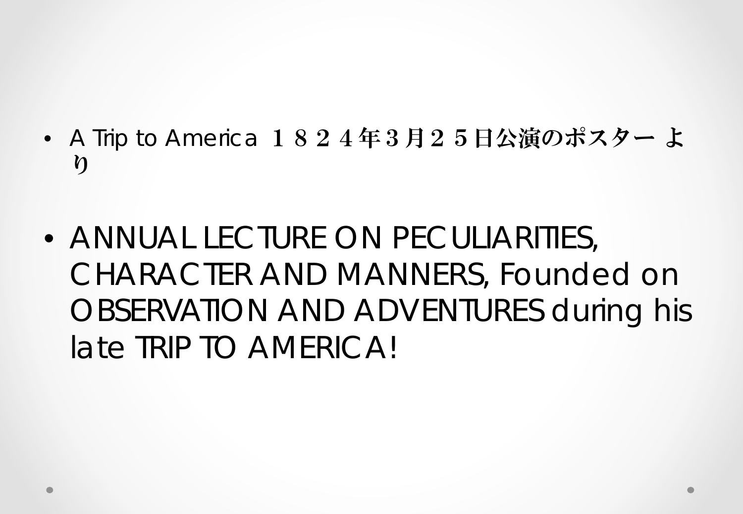- A Trip to America １８２４年３月２５日公演のポスター より

- ANNUAL LECTURE ON PECULIARITIES, CHARACTER AND MANNERS, Founded on OBSERVATION AND ADVENTURES during his late TRIP TO AMERICA!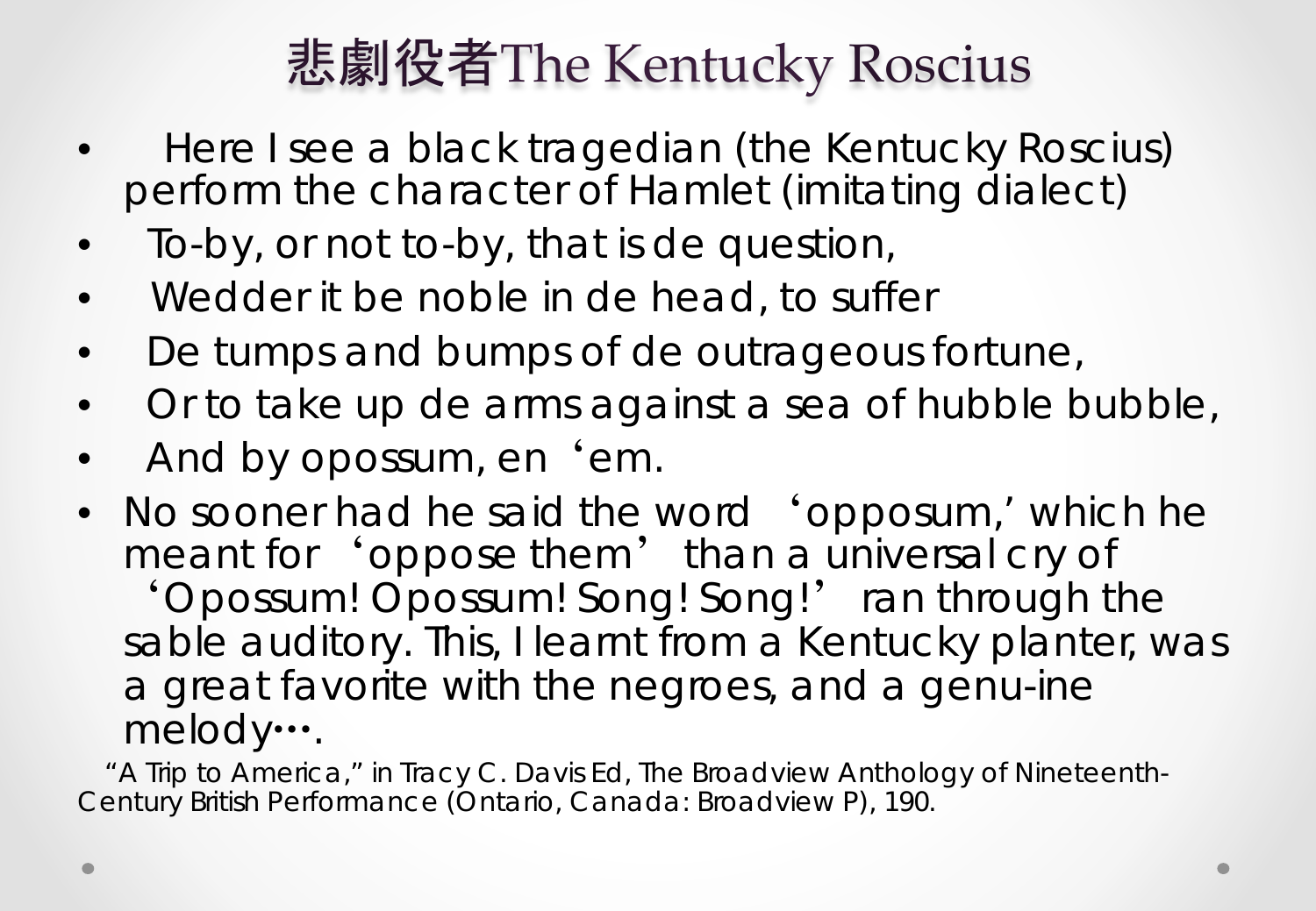# 悲劇役者The Kentucky Roscius

- Here I see a black tragedian (the Kentucky Roscius) perform the character of Hamlet (imitating dialect)
- To-by, or not to-by, that is de question,
- Wedder it be noble in de head, to suffer
- De tumps and bumps of de outrageous fortune,
- Or to take up de arms against a sea of hubble bubble,
- And by opossum, en ‘em.
- No sooner had he said the word ‘opposum,’ which he meant for ‘oppose them’ than a universal cry of ‘Opossum! Opossum! Song! Song!’ ran through the sable auditory. This, I learnt from a Kentucky planter, was a great favorite with the negroes, and a genu-ine melody….

"A Trip to America," in Tracy C. Davis Ed, The Broadview Anthology of Nineteenth-Century British Performance (Ontario, Canada: Broadview P), 190.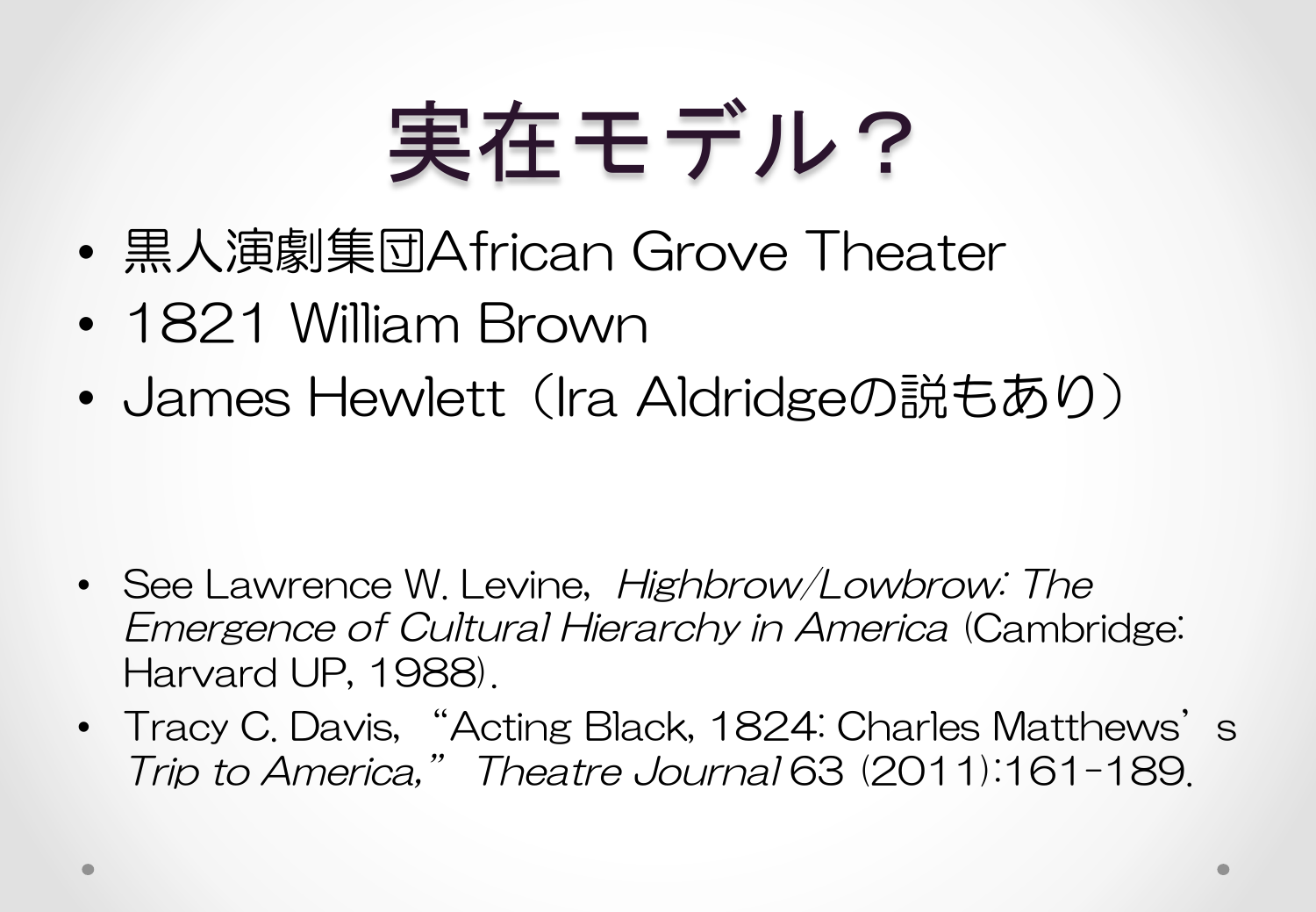# 実在モデル？

- 黒人演劇集団African Grove Theater
- 1821 William Brown
- James Hewlett（Ira Aldridgeの説もあり）

- See Lawrence W. Levine, *Highbrow/Lowbrow: The Emergence of Cultural Hierarchy in America* (Cambridge: Harvard UP, 1988).
- Tracy C. Davis, "Acting Black, 1824: Charles Matthews' s *Trip to America,*" *Theatre Journal* 63 (2011):161-189.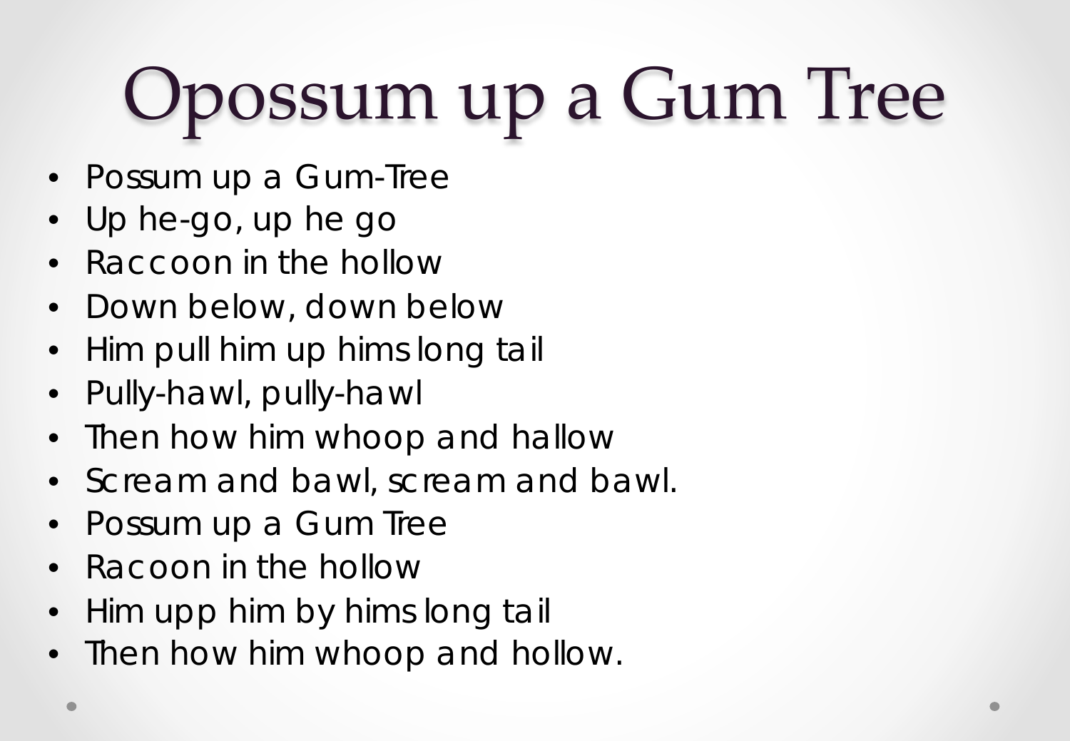# Opossum up a Gum Tree

- Possum up a Gum-Tree
- Up he-go, up he go
- Raccoon in the hollow
- Down below, down below
- Him pull him up hims long tail
- Pully-hawl, pully-hawl
- Then how him whoop and hallow
- Scream and bawl, scream and bawl.
- Possum up a Gum Tree
- Racoon in the hollow
- Him upp him by hims long tail
- Then how him whoop and hollow.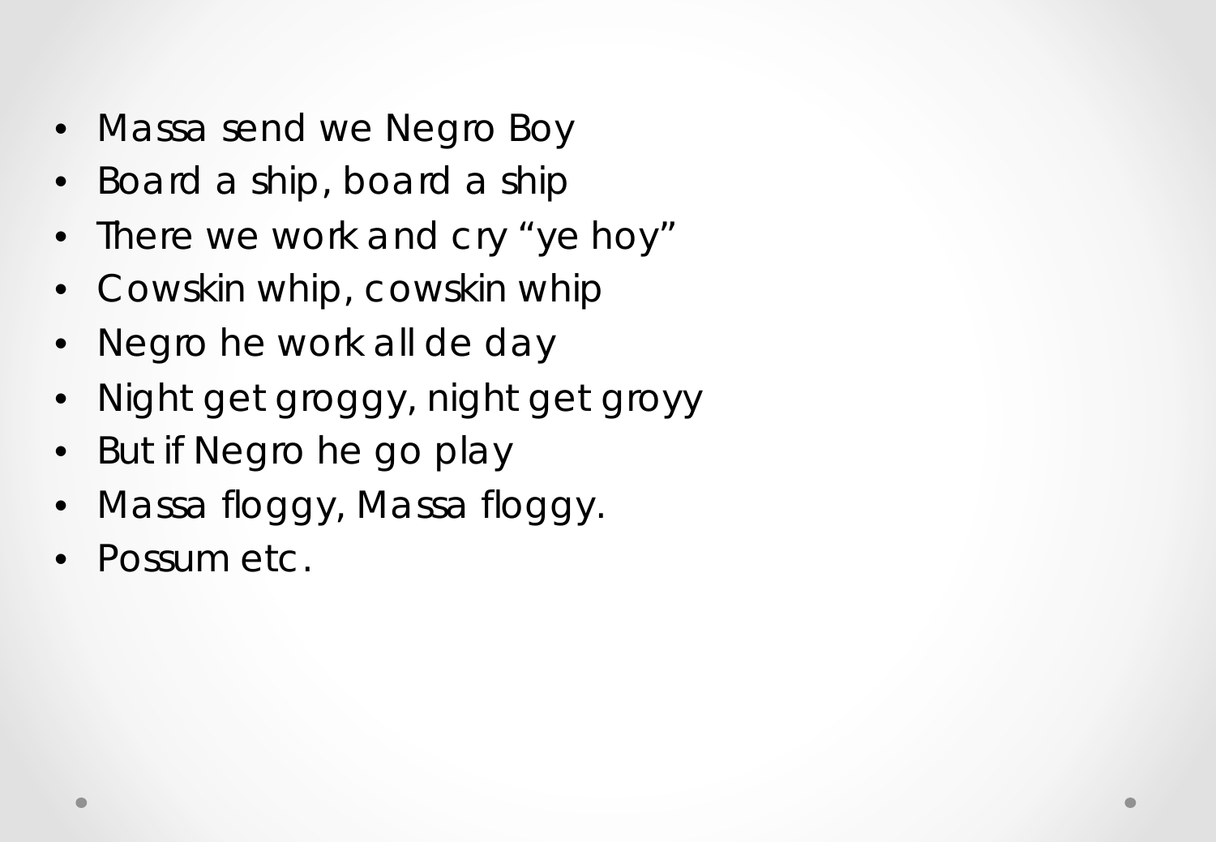- Massa send we Negro Boy
- Board a ship, board a ship
- There we work and cry “ye hoy”
- Cowskin whip, cowskin whip
- Negro he work all de day
- Night get groggy, night get groyy
- But if Negro he go play
- Massa floggy, Massa floggy.
- Possum etc.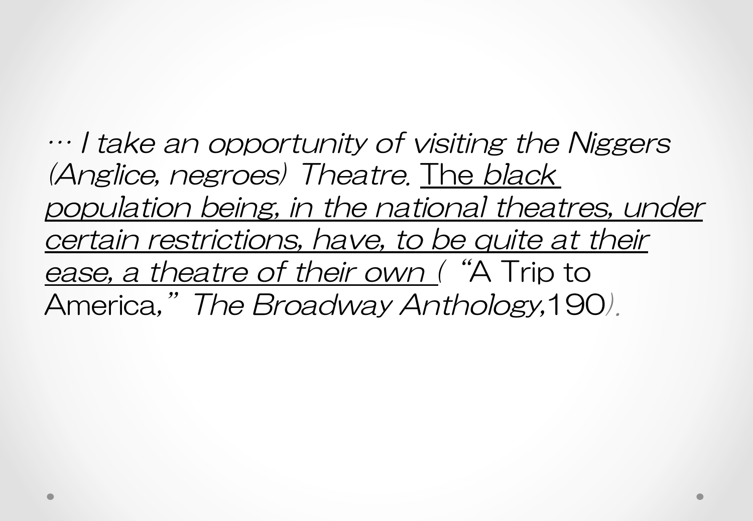*… I take an opportunity of visiting the Niggers (Anglice, negroes) Theatre.* <u>The *black population being, in the national theatres, under certain restrictions, have, to be quite at their ease, a theatre of their own*</u> *(* "A Trip to America," *The Broadway Anthology*,190*).*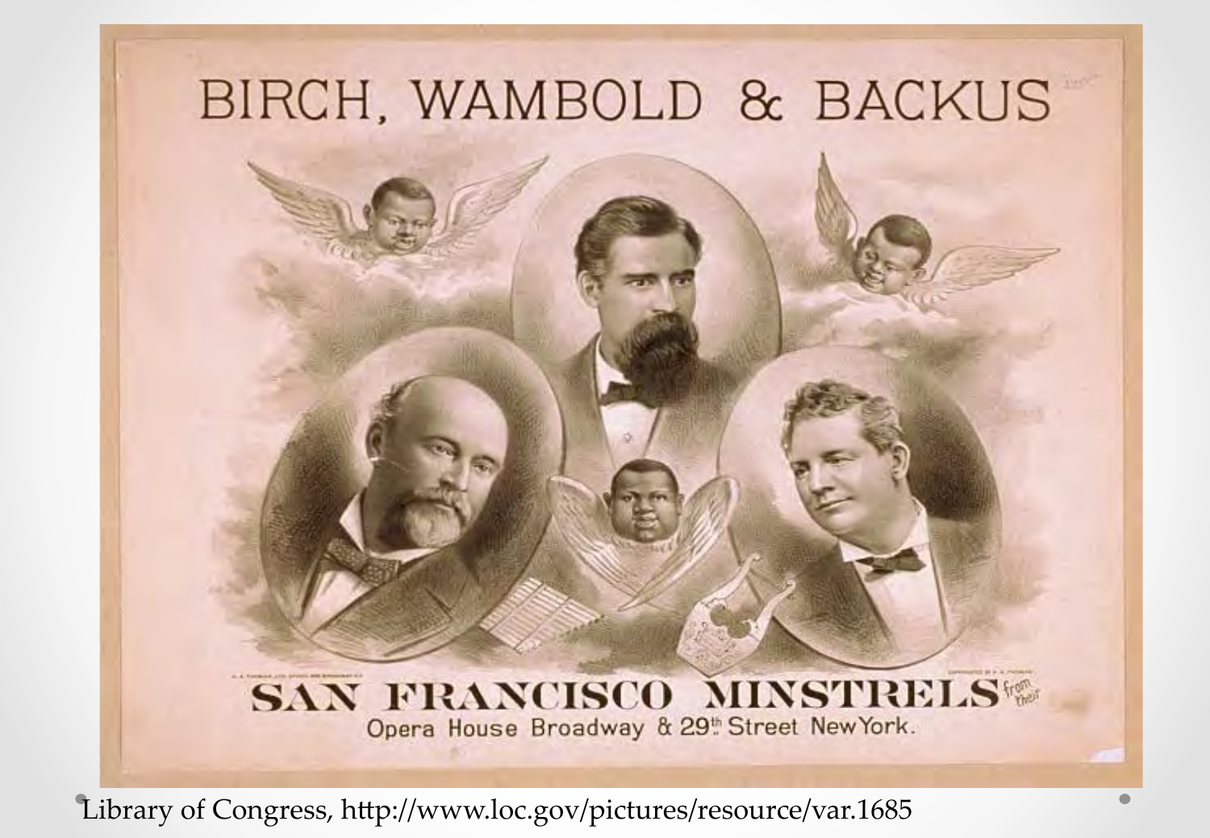# BIRCH, WAMBOLD & BACKUS

**SAN FRANCISCO MINSTRELS** from their

Opera House Broadway & 29th Street New York.

Library of Congress, http://www.loc.gov/pictures/resource/var.1685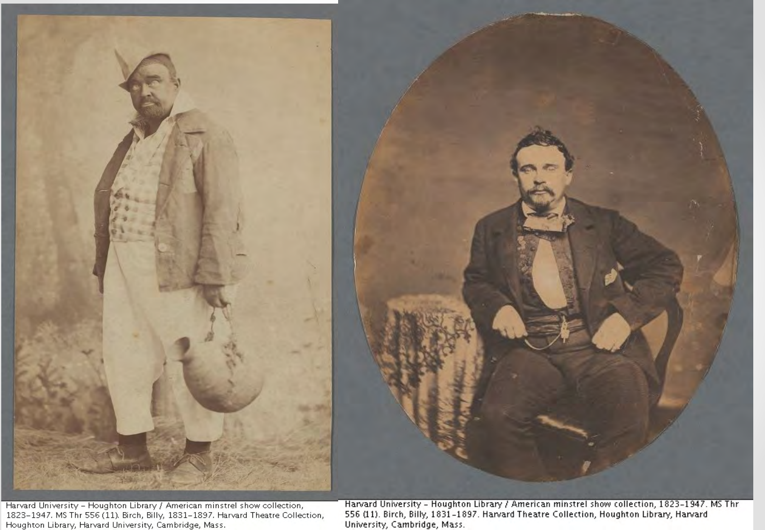Harvard University - Houghton Library / American minstrel show collection, 1823-1947. MS Thr 556 (11). Birch, Billy, 1831-1897. Harvard Theatre Collection, Houghton Library, Harvard University, Cambridge, Mass.

Harvard University - Houghton Library / American minstrel show collection, 1823-1947. MS Thr 556 (11). Birch, Billy, 1831-1897. Harvard Theatre Collection, Houghton Library, Harvard University, Cambridge, Mass.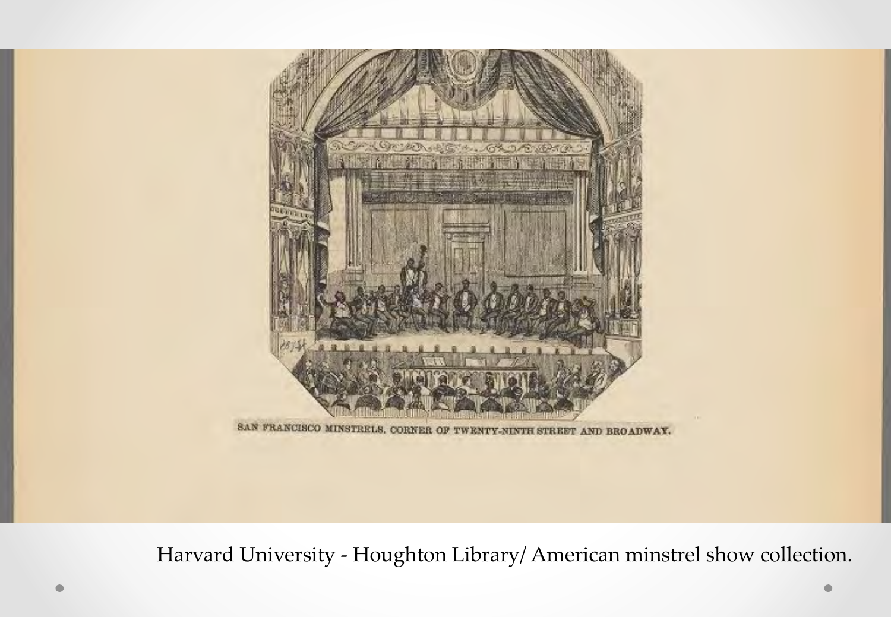SAN FRANCISCO MINSTRELS, CORNER OF TWENTY-NINTH STREET AND BROADWAY.

Harvard University - Houghton Library/ American minstrel show collection.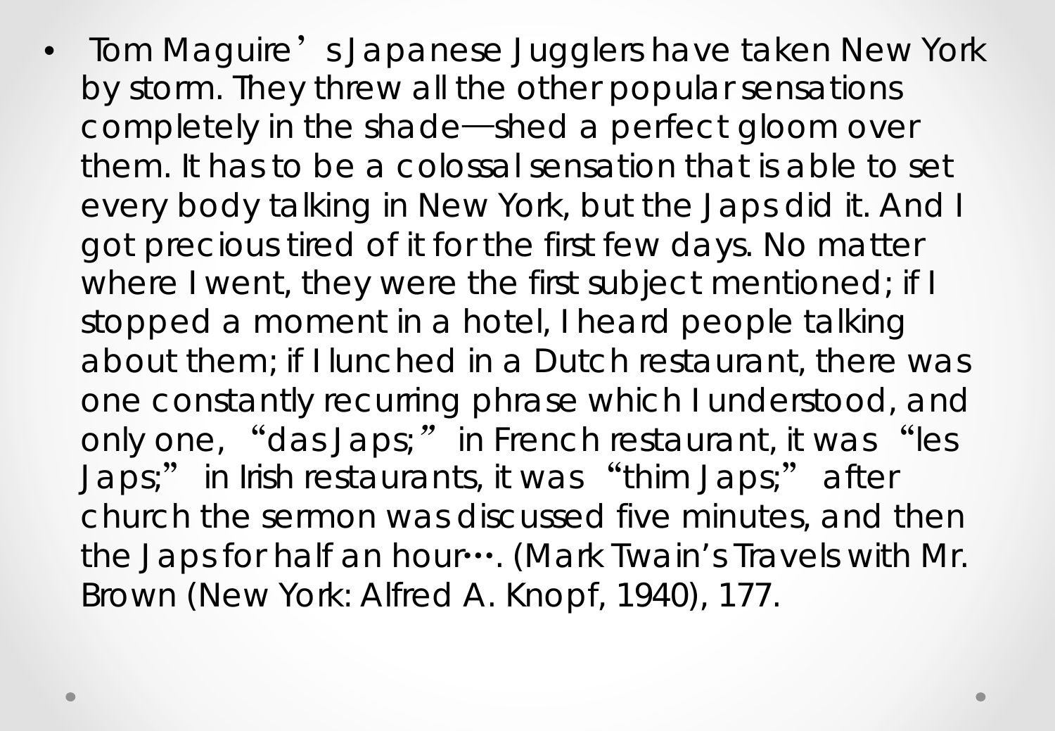- Tom Maguire's Japanese Jugglers have taken New York by storm. They threw all the other popular sensations completely in the shade—shed a perfect gloom over them. It has to be a colossal sensation that is able to set every body talking in New York, but the Japs did it. And I got precious tired of it for the first few days. No matter where I went, they were the first subject mentioned; if I stopped a moment in a hotel, I heard people talking about them; if I lunched in a Dutch restaurant, there was one constantly recurring phrase which I understood, and only one, "das Japs;" in French restaurant, it was "les Japs;" in Irish restaurants, it was "thim Japs;" after church the sermon was discussed five minutes, and then the Japs for half an hour…. (Mark Twain's Travels with Mr. Brown (New York: Alfred A. Knopf, 1940), 177.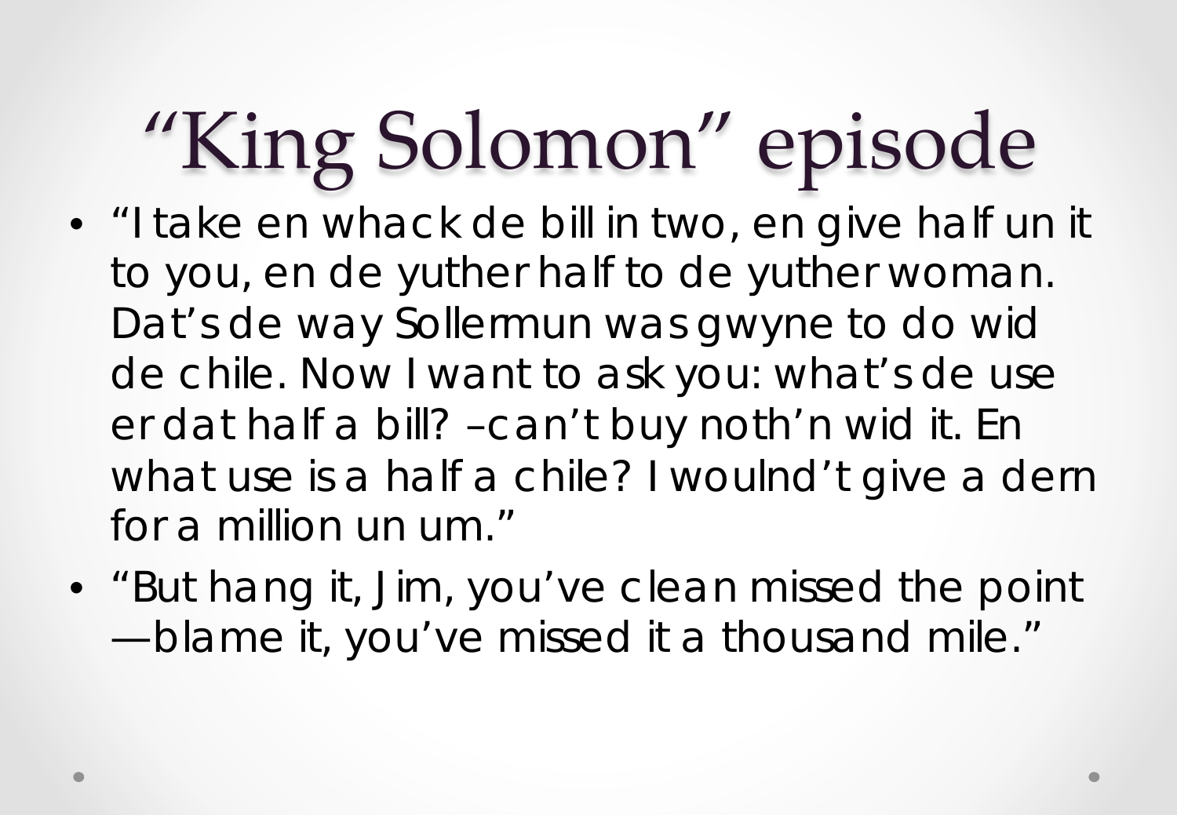# "King Solomon" episode

- "I take en whack de bill in two, en give half un it to you, en de yuther half to de yuther woman. Dat's de way Sollermun was gwyne to do wid de chile. Now I want to ask you: what's de use er dat half a bill? –can't buy noth'n wid it. En what use is a half a chile? I woulnd't give a dern for a million un um."
- "But hang it, Jim, you've clean missed the point—blame it, you've missed it a thousand mile."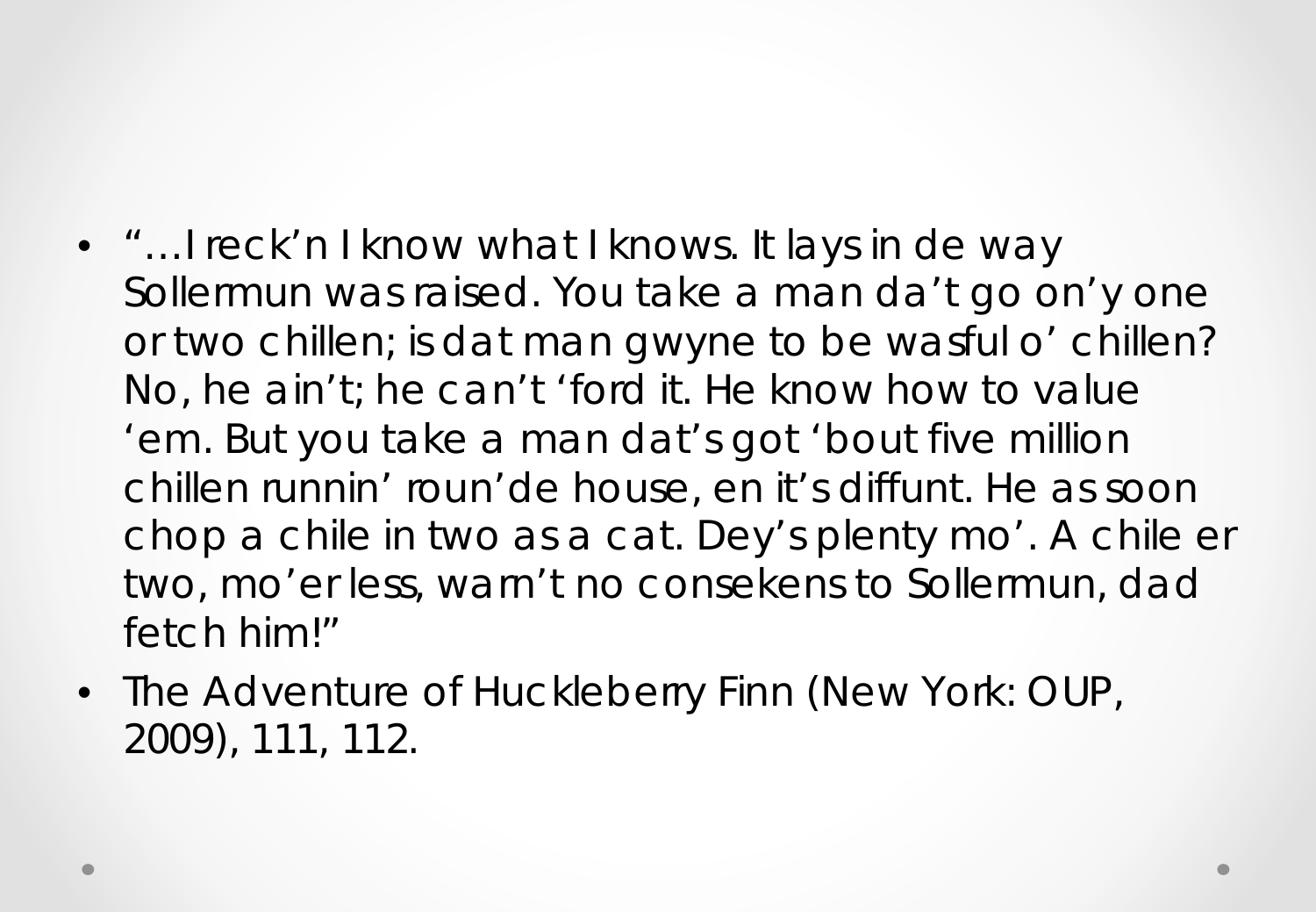- "…I reck'n I know what I knows. It lays in de way Sollermun was raised. You take a man da't go on'y one or two chillen; is dat man gwyne to be wasful o' chillen? No, he ain't; he can't 'ford it. He know how to value 'em. But you take a man dat's got 'bout five million chillen runnin' roun'de house, en it's diffunt. He as soon chop a chile in two as a cat. Dey's plenty mo'. A chile er two, mo'er less, warn't no consekens to Sollermun, dad fetch him!"
- The Adventure of Huckleberry Finn (New York: OUP, 2009), 111, 112.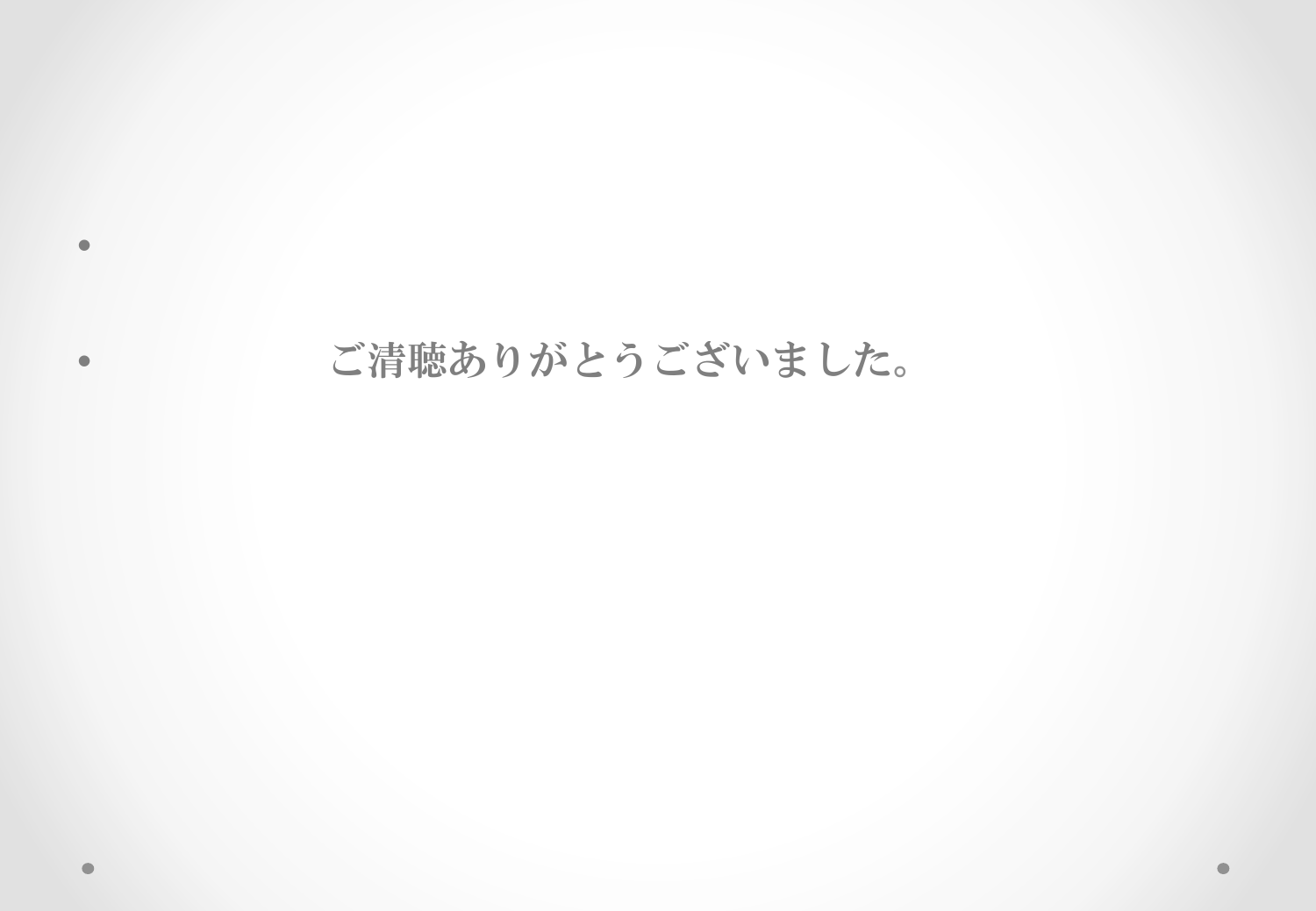ご清聴ありがとうございました。